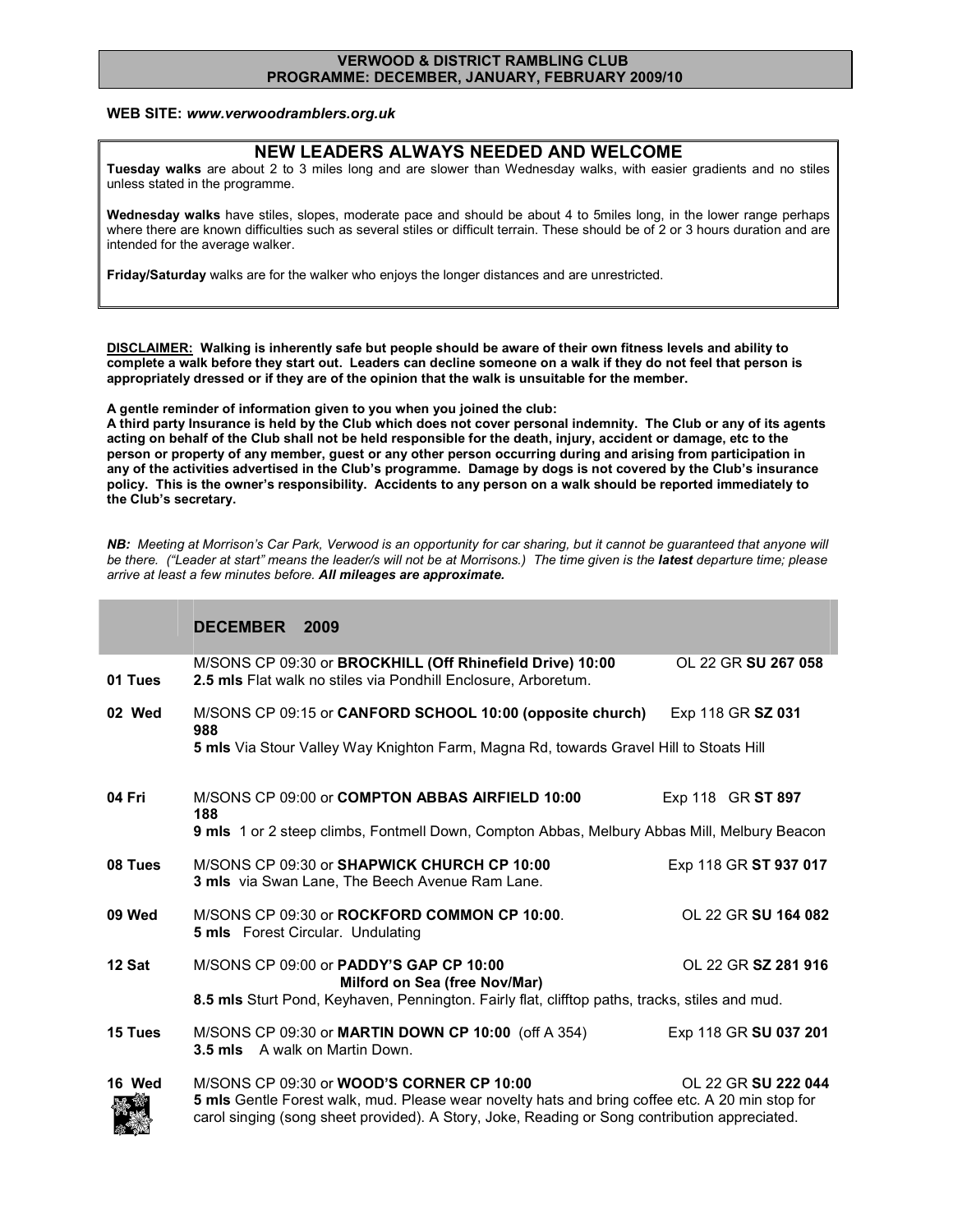# VERWOOD & DISTRICT RAMBLING CLUB
## PROGRAMME: DECEMBER, JANUARY, FEBRUARY 2009/10

**WEB SITE:** ***www.verwoodramblers.org.uk***

## NEW LEADERS ALWAYS NEEDED AND WELCOME

**Tuesday walks** are about 2 to 3 miles long and are slower than Wednesday walks, with easier gradients and no stiles unless stated in the programme.

**Wednesday walks** have stiles, slopes, moderate pace and should be about 4 to 5miles long, in the lower range perhaps where there are known difficulties such as several stiles or difficult terrain. These should be of 2 or 3 hours duration and are intended for the average walker.

**Friday/Saturday** walks are for the walker who enjoys the longer distances and are unrestricted.

**DISCLAIMER: Walking is inherently safe but people should be aware of their own fitness levels and ability to complete a walk before they start out. Leaders can decline someone on a walk if they do not feel that person is appropriately dressed or if they are of the opinion that the walk is unsuitable for the member.**

**A gentle reminder of information given to you when you joined the club:**
**A third party Insurance is held by the Club which does not cover personal indemnity. The Club or any of its agents acting on behalf of the Club shall not be held responsible for the death, injury, accident or damage, etc to the person or property of any member, guest or any other person occurring during and arising from participation in any of the activities advertised in the Club's programme. Damage by dogs is not covered by the Club's insurance policy. This is the owner's responsibility. Accidents to any person on a walk should be reported immediately to the Club's secretary.**

***NB:*** *Meeting at Morrison's Car Park, Verwood is an opportunity for car sharing, but it cannot be guaranteed that anyone will be there. ("Leader at start" means the leader/s will not be at Morrisons.) The time given is the **latest** departure time; please arrive at least a few minutes before. **All mileages are approximate.***

## DECEMBER 2009

**01 Tues** — M/SONS CP 09:30 or **BROCKHILL (Off Rhinefield Drive) 10:00** — OL 22 GR **SU 267 058**
**2.5 mls** Flat walk no stiles via Pondhill Enclosure, Arboretum.

**02 Wed** — M/SONS CP 09:15 or **CANFORD SCHOOL 10:00 (opposite church)** — Exp 118 GR **SZ 031 988**
**5 mls** Via Stour Valley Way Knighton Farm, Magna Rd, towards Gravel Hill to Stoats Hill

**04 Fri** — M/SONS CP 09:00 or **COMPTON ABBAS AIRFIELD 10:00** — Exp 118 GR **ST 897 188**
**9 mls** 1 or 2 steep climbs, Fontmell Down, Compton Abbas, Melbury Abbas Mill, Melbury Beacon

**08 Tues** — M/SONS CP 09:30 or **SHAPWICK CHURCH CP 10:00** — Exp 118 GR **ST 937 017**
**3 mls** via Swan Lane, The Beech Avenue Ram Lane.

**09 Wed** — M/SONS CP 09:30 or **ROCKFORD COMMON CP 10:00**. — OL 22 GR **SU 164 082**
**5 mls** Forest Circular. Undulating

**12 Sat** — M/SONS CP 09:00 or **PADDY'S GAP CP 10:00 Milford on Sea (free Nov/Mar)** — OL 22 GR **SZ 281 916**
**8.5 mls** Sturt Pond, Keyhaven, Pennington. Fairly flat, clifftop paths, tracks, stiles and mud.

**15 Tues** — M/SONS CP 09:30 or **MARTIN DOWN CP 10:00** (off A 354) — Exp 118 GR **SU 037 201**
**3.5 mls** A walk on Martin Down.

**16 Wed** — M/SONS CP 09:30 or **WOOD'S CORNER CP 10:00** — OL 22 GR **SU 222 044**
**5 mls** Gentle Forest walk, mud. Please wear novelty hats and bring coffee etc. A 20 min stop for carol singing (song sheet provided). A Story, Joke, Reading or Song contribution appreciated.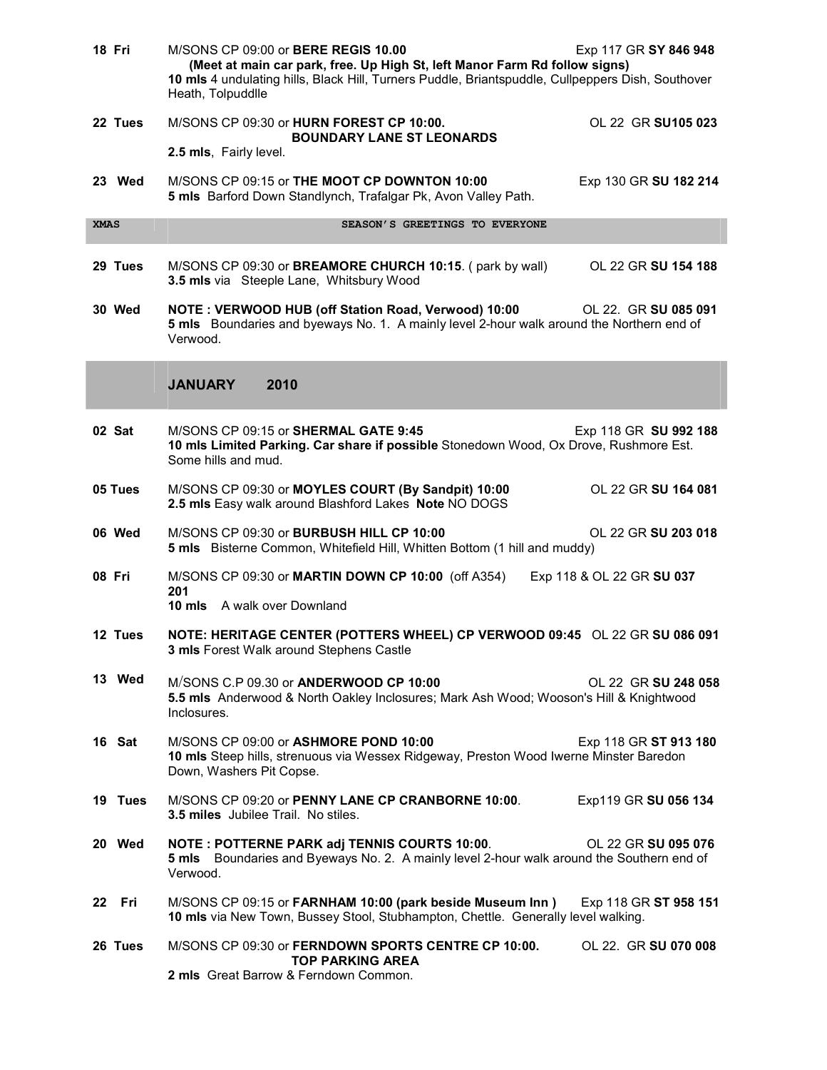**18 Fri** M/SONS CP 09:00 or **BERE REGIS 10.00** Exp 117 GR **SY 846 948**
**(Meet at main car park, free. Up High St, left Manor Farm Rd follow signs)**
**10 mls** 4 undulating hills, Black Hill, Turners Puddle, Briantspuddle, Cullpeppers Dish, Southover Heath, Tolpuddlle

**22 Tues** M/SONS CP 09:30 or **HURN FOREST CP 10:00. BOUNDARY LANE ST LEONARDS** OL 22 GR **SU105 023**
**2.5 mls**, Fairly level.

**23 Wed** M/SONS CP 09:15 or **THE MOOT CP DOWNTON 10:00** Exp 130 GR **SU 182 214**
**5 mls** Barford Down Standlynch, Trafalgar Pk, Avon Valley Path.

**XMAS** SEASON'S GREETINGS TO EVERYONE

**29 Tues** M/SONS CP 09:30 or **BREAMORE CHURCH 10:15**. ( park by wall) OL 22 GR **SU 154 188**
**3.5 mls** via Steeple Lane, Whitsbury Wood

**30 Wed** **NOTE : VERWOOD HUB (off Station Road, Verwood) 10:00** OL 22. GR **SU 085 091**
**5 mls** Boundaries and byeways No. 1. A mainly level 2-hour walk around the Northern end of Verwood.

## JANUARY 2010

**02 Sat** M/SONS CP 09:15 or **SHERMAL GATE 9:45** Exp 118 GR **SU 992 188**
**10 mls Limited Parking. Car share if possible** Stonedown Wood, Ox Drove, Rushmore Est. Some hills and mud.

**05 Tues** M/SONS CP 09:30 or **MOYLES COURT (By Sandpit) 10:00** OL 22 GR **SU 164 081**
**2.5 mls** Easy walk around Blashford Lakes **Note** NO DOGS

**06 Wed** M/SONS CP 09:30 or **BURBUSH HILL CP 10:00** OL 22 GR **SU 203 018**
**5 mls** Bisterne Common, Whitefield Hill, Whitten Bottom (1 hill and muddy)

**08 Fri** M/SONS CP 09:30 or **MARTIN DOWN CP 10:00** (off A354) Exp 118 & OL 22 GR **SU 037 201**
**10 mls** A walk over Downland

**12 Tues** **NOTE: HERITAGE CENTER (POTTERS WHEEL) CP VERWOOD 09:45** OL 22 GR **SU 086 091**
**3 mls** Forest Walk around Stephens Castle

**13 Wed** M/SONS C.P 09.30 or **ANDERWOOD CP 10:00** OL 22 GR **SU 248 058**
**5.5 mls** Anderwood & North Oakley Inclosures; Mark Ash Wood; Wooson's Hill & Knightwood Inclosures.

**16 Sat** M/SONS CP 09:00 or **ASHMORE POND 10:00** Exp 118 GR **ST 913 180**
**10 mls** Steep hills, strenuous via Wessex Ridgeway, Preston Wood Iwerne Minster Baredon Down, Washers Pit Copse.

**19 Tues** M/SONS CP 09:20 or **PENNY LANE CP CRANBORNE 10:00**. Exp119 GR **SU 056 134**
**3.5 miles** Jubilee Trail. No stiles.

**20 Wed** **NOTE : POTTERNE PARK adj TENNIS COURTS 10:00**. OL 22 GR **SU 095 076**
**5 mls** Boundaries and Byeways No. 2. A mainly level 2-hour walk around the Southern end of Verwood.

**22 Fri** M/SONS CP 09:15 or **FARNHAM 10:00 (park beside Museum Inn )** Exp 118 GR **ST 958 151**
**10 mls** via New Town, Bussey Stool, Stubhampton, Chettle. Generally level walking.

**26 Tues** M/SONS CP 09:30 or **FERNDOWN SPORTS CENTRE CP 10:00. TOP PARKING AREA** OL 22. GR **SU 070 008**
**2 mls** Great Barrow & Ferndown Common.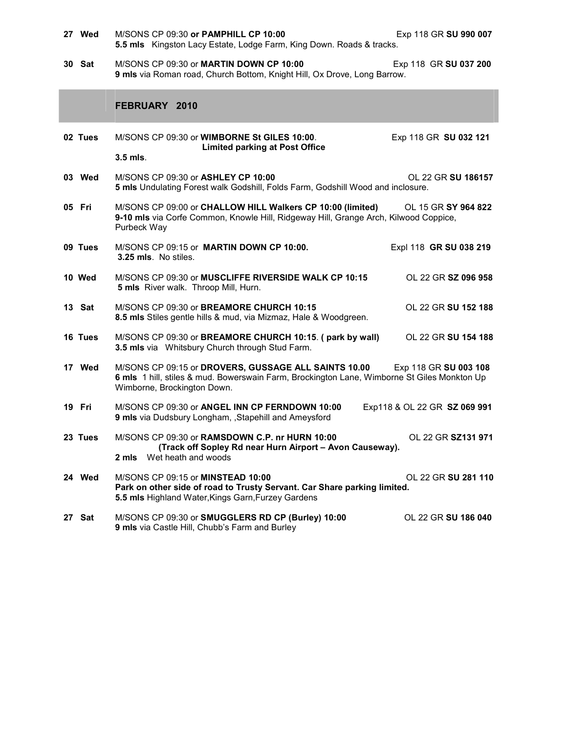**27 Wed** M/SONS CP 09:30 **or PAMPHILL CP 10:00** Exp 118 GR **SU 990 007**
**5.5 mls** Kingston Lacy Estate, Lodge Farm, King Down. Roads & tracks.

**30 Sat** M/SONS CP 09:30 or **MARTIN DOWN CP 10:00** Exp 118 GR **SU 037 200**
**9 mls** via Roman road, Church Bottom, Knight Hill, Ox Drove, Long Barrow.

## FEBRUARY 2010

**02 Tues** M/SONS CP 09:30 or **WIMBORNE St GILES 10:00**. Exp 118 GR **SU 032 121**
**Limited parking at Post Office**
**3.5 mls**.

**03 Wed** M/SONS CP 09:30 or **ASHLEY CP 10:00** OL 22 GR **SU 186157**
**5 mls** Undulating Forest walk Godshill, Folds Farm, Godshill Wood and inclosure.

**05 Fri** M/SONS CP 09:00 or **CHALLOW HILL Walkers CP 10:00 (limited)** OL 15 GR **SY 964 822**
**9-10 mls** via Corfe Common, Knowle Hill, Ridgeway Hill, Grange Arch, Kilwood Coppice, Purbeck Way

**09 Tues** M/SONS CP 09:15 or **MARTIN DOWN CP 10:00.** Expl 118 **GR SU 038 219**
**3.25 mls**. No stiles.

**10 Wed** M/SONS CP 09:30 or **MUSCLIFFE RIVERSIDE WALK CP 10:15** OL 22 GR **SZ 096 958**
**5 mls** River walk. Throop Mill, Hurn.

**13 Sat** M/SONS CP 09:30 or **BREAMORE CHURCH 10:15** OL 22 GR **SU 152 188**
**8.5 mls** Stiles gentle hills & mud, via Mizmaz, Hale & Woodgreen.

**16 Tues** M/SONS CP 09:30 or **BREAMORE CHURCH 10:15**. **( park by wall)** OL 22 GR **SU 154 188**
**3.5 mls** via Whitsbury Church through Stud Farm.

**17 Wed** M/SONS CP 09:15 or **DROVERS, GUSSAGE ALL SAINTS 10.00** Exp 118 GR **SU 003 108**
**6 mls** 1 hill, stiles & mud. Bowerswain Farm, Brockington Lane, Wimborne St Giles Monkton Up Wimborne, Brockington Down.

**19 Fri** M/SONS CP 09:30 or **ANGEL INN CP FERNDOWN 10:00** Exp118 & OL 22 GR **SZ 069 991**
**9 mls** via Dudsbury Longham, ,Stapehill and Ameysford

**23 Tues** M/SONS CP 09:30 or **RAMSDOWN C.P. nr HURN 10:00** OL 22 GR **SZ131 971**
**(Track off Sopley Rd near Hurn Airport – Avon Causeway).**
**2 mls** Wet heath and woods

**24 Wed** M/SONS CP 09:15 or **MINSTEAD 10:00** OL 22 GR **SU 281 110**
**Park on other side of road to Trusty Servant. Car Share parking limited.**
**5.5 mls** Highland Water,Kings Garn,Furzey Gardens

**27 Sat** M/SONS CP 09:30 or **SMUGGLERS RD CP (Burley) 10:00** OL 22 GR **SU 186 040**
**9 mls** via Castle Hill, Chubb's Farm and Burley